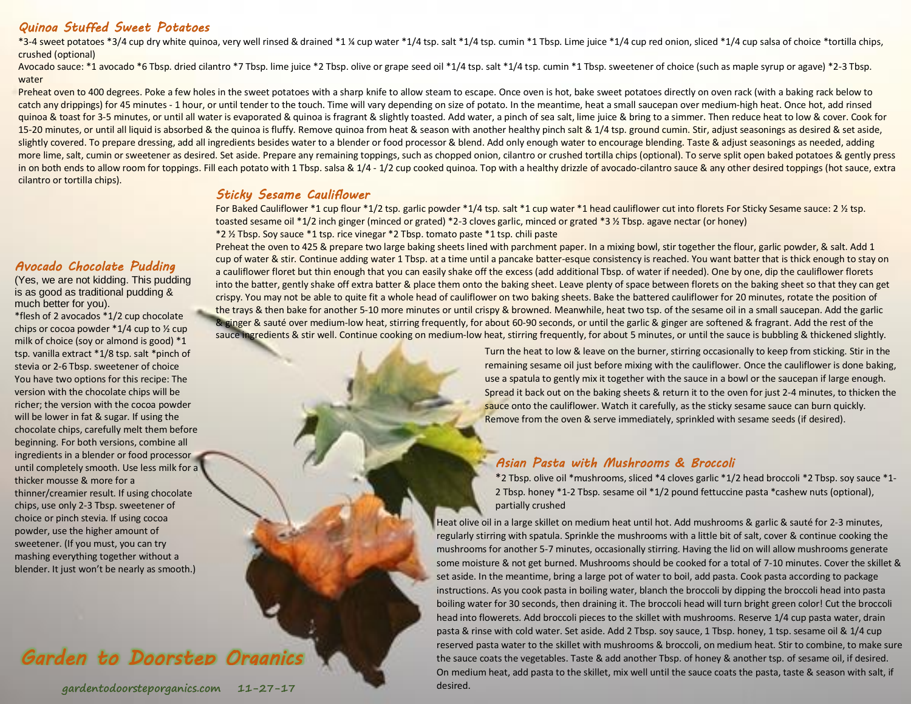## Quinoa Stuffed Sweet Potatoes

*3-4 sweet potatoes *3/4 cup dry white quinoa, very well rinsed & drained *1 ¼ cup water *1/4 tsp. salt *1/4 tsp. cumin *1 Tbsp. Lime juice *1/4 cup red onion, sliced *1/4 cup salsa of choice *tortilla chips, crushed (optional)

Avocado sauce: *1 avocado *6 Tbsp. dried cilantro *7 Tbsp. lime juice *2 Tbsp. olive or grape seed oil *1/4 tsp. salt *1/4 tsp. cumin *1 Tbsp. sweetener of choice (such as maple syrup or agave) *2-3 Tbsp. water

Preheat oven to 400 degrees. Poke a few holes in the sweet potatoes with a sharp knife to allow steam to escape. Once oven is hot, bake sweet potatoes directly on oven rack (with a baking rack below to catch any drippings) for 45 minutes - 1 hour, or until tender to the touch. Time will vary depending on size of potato. In the meantime, heat a small saucepan over medium-high heat. Once hot, add rinsed quinoa & toast for 3-5 minutes, or until all water is evaporated & quinoa is fragrant & slightly toasted. Add water, a pinch of sea salt, lime juice & bring to a simmer. Then reduce heat to low & cover. Cook for 15-20 minutes, or until all liquid is absorbed & the quinoa is fluffy. Remove quinoa from heat & season with another healthy pinch salt & 1/4 tsp. ground cumin. Stir, adjust seasonings as desired & set aside, slightly covered. To prepare dressing, add all ingredients besides water to a blender or food processor & blend. Add only enough water to encourage blending. Taste & adjust seasonings as needed, adding more lime, salt, cumin or sweetener as desired. Set aside. Prepare any remaining toppings, such as chopped onion, cilantro or crushed tortilla chips (optional). To serve split open baked potatoes & gently press in on both ends to allow room for toppings. Fill each potato with 1 Tbsp. salsa & 1/4 - 1/2 cup cooked quinoa. Top with a healthy drizzle of avocado-cilantro sauce & any other desired toppings (hot sauce, extra cilantro or tortilla chips).

## Sticky Sesame Cauliflower

For Baked Cauliflower *1 cup flour *1/2 tsp. garlic powder *1/4 tsp. salt *1 cup water *1 head cauliflower cut into florets For Sticky Sesame sauce: 2 ½ tsp. toasted sesame oil *1/2 inch ginger (minced or grated) *2-3 cloves garlic, minced or grated *3 ½ Tbsp. agave nectar (or honey)

*2 ½ Tbsp. Soy sauce *1 tsp. rice vinegar *2 Tbsp. tomato paste *1 tsp. chili paste

Preheat the oven to 425 & prepare two large baking sheets lined with parchment paper. In a mixing bowl, stir together the flour, garlic powder, & salt. Add 1 cup of water & stir. Continue adding water 1 Tbsp. at a time until a pancake batter-esque consistency is reached. You want batter that is thick enough to stay on a cauliflower floret but thin enough that you can easily shake off the excess (add additional Tbsp. of water if needed). One by one, dip the cauliflower florets into the batter, gently shake off extra batter & place them onto the baking sheet. Leave plenty of space between florets on the baking sheet so that they can get crispy. You may not be able to quite fit a whole head of cauliflower on two baking sheets. Bake the battered cauliflower for 20 minutes, rotate the position of the trays & then bake for another 5-10 more minutes or until crispy & browned. Meanwhile, heat two tsp. of the sesame oil in a small saucepan. Add the garlic & ginger & sauté over medium-low heat, stirring frequently, for about 60-90 seconds, or until the garlic & ginger are softened & fragrant. Add the rest of the sauce ingredients & stir well. Continue cooking on medium-low heat, stirring frequently, for about 5 minutes, or until the sauce is bubbling & thickened slightly. Turn the heat to low & leave on the burner, stirring occasionally to keep from sticking. Stir in the remaining sesame oil just before mixing with the cauliflower. Once the cauliflower is done baking, use a spatula to gently mix it together with the sauce in a bowl or the saucepan if large enough. Spread it back out on the baking sheets & return it to the oven for just 2-4 minutes, to thicken the sauce onto the cauliflower. Watch it carefully, as the sticky sesame sauce can burn quickly. Remove from the oven & serve immediately, sprinkled with sesame seeds (if desired).

## Avocado Chocolate Pudding

(Yes, we are not kidding. This pudding is as good as traditional pudding & much better for you).

*flesh of 2 avocados *1/2 cup chocolate chips or cocoa powder *1/4 cup to ½ cup milk of choice (soy or almond is good) *1 tsp. vanilla extract *1/8 tsp. salt *pinch of stevia or 2-6 Tbsp. sweetener of choice

You have two options for this recipe: The version with the chocolate chips will be richer; the version with the cocoa powder will be lower in fat & sugar. If using the chocolate chips, carefully melt them before beginning. For both versions, combine all ingredients in a blender or food processor until completely smooth. Use less milk for a thicker mousse & more for a thinner/creamier result. If using chocolate chips, use only 2-3 Tbsp. sweetener of choice or pinch stevia. If using cocoa powder, use the higher amount of sweetener. (If you must, you can try mashing everything together without a blender. It just won't be nearly as smooth.)

## Asian Pasta with Mushrooms & Broccoli

*2 Tbsp. olive oil *mushrooms, sliced *4 cloves garlic *1/2 head broccoli *2 Tbsp. soy sauce *1-2 Tbsp. honey *1-2 Tbsp. sesame oil *1/2 pound fettuccine pasta *cashew nuts (optional), partially crushed

Heat olive oil in a large skillet on medium heat until hot. Add mushrooms & garlic & sauté for 2-3 minutes, regularly stirring with spatula. Sprinkle the mushrooms with a little bit of salt, cover & continue cooking the mushrooms for another 5-7 minutes, occasionally stirring. Having the lid on will allow mushrooms generate some moisture & not get burned. Mushrooms should be cooked for a total of 7-10 minutes. Cover the skillet & set aside. In the meantime, bring a large pot of water to boil, add pasta. Cook pasta according to package instructions. As you cook pasta in boiling water, blanch the broccoli by dipping the broccoli head into pasta boiling water for 30 seconds, then draining it. The broccoli head will turn bright green color! Cut the broccoli head into flowerets. Add broccoli pieces to the skillet with mushrooms. Reserve 1/4 cup pasta water, drain pasta & rinse with cold water. Set aside. Add 2 Tbsp. soy sauce, 1 Tbsp. honey, 1 tsp. sesame oil & 1/4 cup reserved pasta water to the skillet with mushrooms & broccoli, on medium heat. Stir to combine, to make sure the sauce coats the vegetables. Taste & add another Tbsp. of honey & another tsp. of sesame oil, if desired. On medium heat, add pasta to the skillet, mix well until the sauce coats the pasta, taste & season with salt, if desired.

**Garden to Doorstep Organics**

gardentodoorsteporganics.com 11-27-17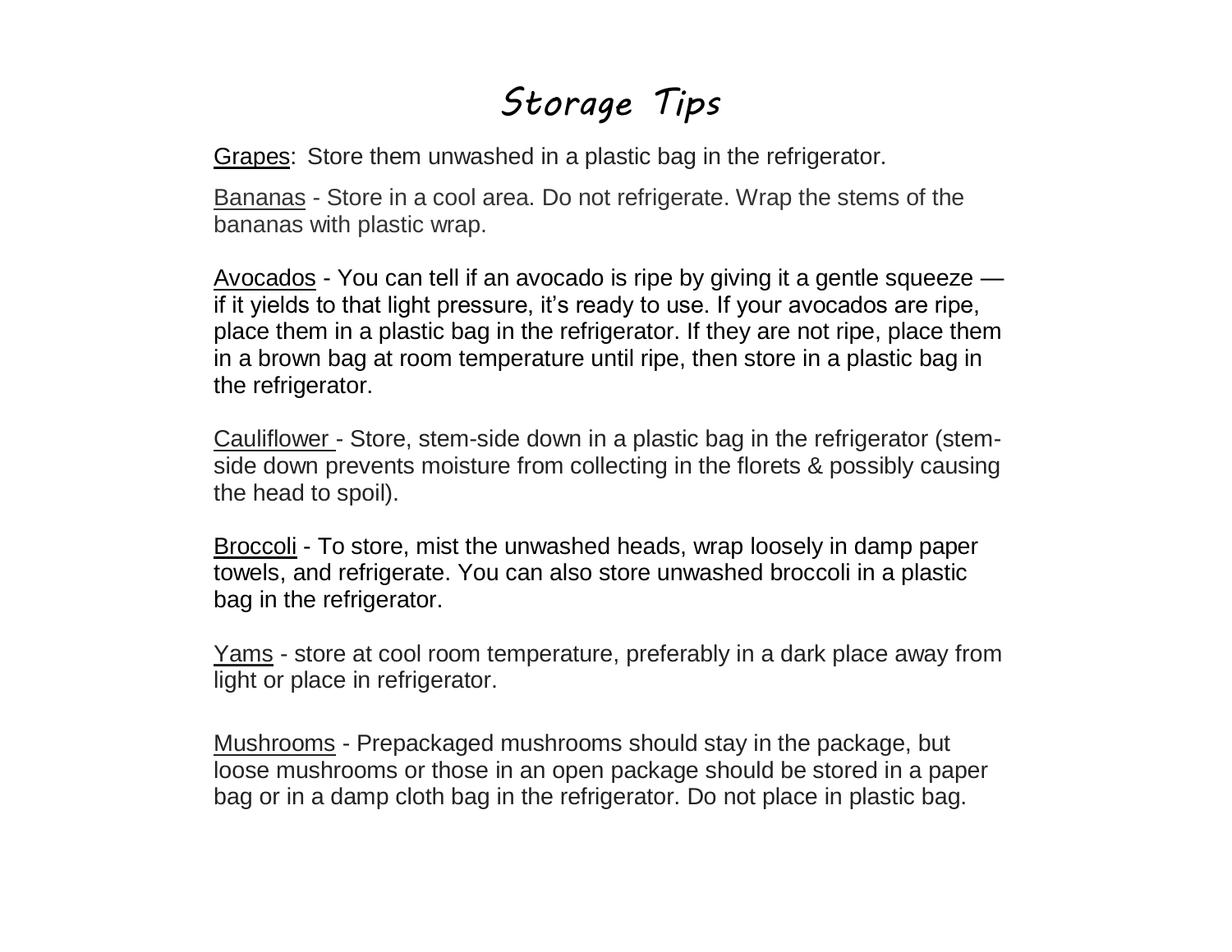# Storage Tips

Grapes: Store them unwashed in a plastic bag in the refrigerator.

Bananas - Store in a cool area. Do not refrigerate. Wrap the stems of the bananas with plastic wrap.

Avocados - You can tell if an avocado is ripe by giving it a gentle squeeze — if it yields to that light pressure, it's ready to use. If your avocados are ripe, place them in a plastic bag in the refrigerator. If they are not ripe, place them in a brown bag at room temperature until ripe, then store in a plastic bag in the refrigerator.

Cauliflower - Store, stem-side down in a plastic bag in the refrigerator (stem-side down prevents moisture from collecting in the florets & possibly causing the head to spoil).

Broccoli - To store, mist the unwashed heads, wrap loosely in damp paper towels, and refrigerate. You can also store unwashed broccoli in a plastic bag in the refrigerator.

Yams - store at cool room temperature, preferably in a dark place away from light or place in refrigerator.

Mushrooms - Prepackaged mushrooms should stay in the package, but loose mushrooms or those in an open package should be stored in a paper bag or in a damp cloth bag in the refrigerator. Do not place in plastic bag.